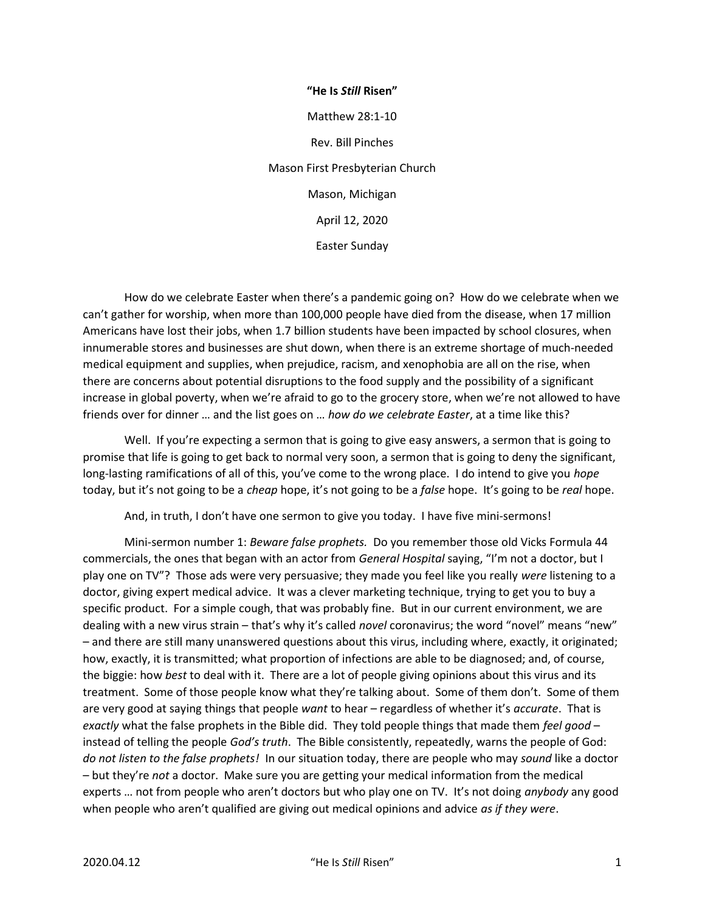# "He Is *Still* Risen"

Matthew 28:1-10

Rev. Bill Pinches

Mason First Presbyterian Church

Mason, Michigan

April 12, 2020

Easter Sunday

How do we celebrate Easter when there's a pandemic going on? How do we celebrate when we can't gather for worship, when more than 100,000 people have died from the disease, when 17 million Americans have lost their jobs, when 1.7 billion students have been impacted by school closures, when innumerable stores and businesses are shut down, when there is an extreme shortage of much-needed medical equipment and supplies, when prejudice, racism, and xenophobia are all on the rise, when there are concerns about potential disruptions to the food supply and the possibility of a significant increase in global poverty, when we're afraid to go to the grocery store, when we're not allowed to have friends over for dinner … and the list goes on … *how do we celebrate Easter*, at a time like this?

Well. If you're expecting a sermon that is going to give easy answers, a sermon that is going to promise that life is going to get back to normal very soon, a sermon that is going to deny the significant, long-lasting ramifications of all of this, you've come to the wrong place. I do intend to give you *hope* today, but it's not going to be a *cheap* hope, it's not going to be a *false* hope. It's going to be *real* hope.

And, in truth, I don't have one sermon to give you today. I have five mini-sermons!

Mini-sermon number 1: *Beware false prophets.* Do you remember those old Vicks Formula 44 commercials, the ones that began with an actor from *General Hospital* saying, "I'm not a doctor, but I play one on TV"? Those ads were very persuasive; they made you feel like you really *were* listening to a doctor, giving expert medical advice. It was a clever marketing technique, trying to get you to buy a specific product. For a simple cough, that was probably fine. But in our current environment, we are dealing with a new virus strain – that's why it's called *novel* coronavirus; the word "novel" means "new" – and there are still many unanswered questions about this virus, including where, exactly, it originated; how, exactly, it is transmitted; what proportion of infections are able to be diagnosed; and, of course, the biggie: how *best* to deal with it. There are a lot of people giving opinions about this virus and its treatment. Some of those people know what they're talking about. Some of them don't. Some of them are very good at saying things that people *want* to hear – regardless of whether it's *accurate*. That is *exactly* what the false prophets in the Bible did. They told people things that made them *feel good* – instead of telling the people *God's truth*. The Bible consistently, repeatedly, warns the people of God: *do not listen to the false prophets!* In our situation today, there are people who may *sound* like a doctor – but they're *not* a doctor. Make sure you are getting your medical information from the medical experts … not from people who aren't doctors but who play one on TV. It's not doing *anybody* any good when people who aren't qualified are giving out medical opinions and advice *as if they were*.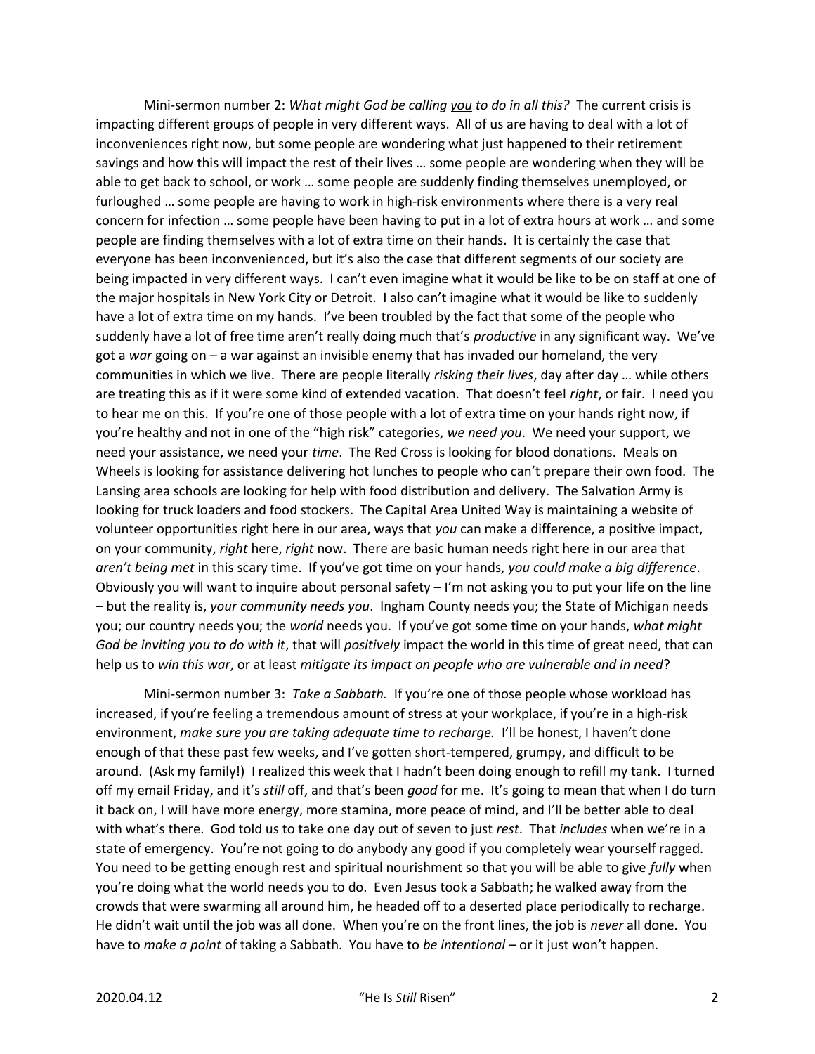Mini-sermon number 2: *What might God be calling* *you* *to do in all this?* The current crisis is impacting different groups of people in very different ways. All of us are having to deal with a lot of inconveniences right now, but some people are wondering what just happened to their retirement savings and how this will impact the rest of their lives … some people are wondering when they will be able to get back to school, or work … some people are suddenly finding themselves unemployed, or furloughed … some people are having to work in high-risk environments where there is a very real concern for infection … some people have been having to put in a lot of extra hours at work … and some people are finding themselves with a lot of extra time on their hands. It is certainly the case that everyone has been inconvenienced, but it's also the case that different segments of our society are being impacted in very different ways. I can't even imagine what it would be like to be on staff at one of the major hospitals in New York City or Detroit. I also can't imagine what it would be like to suddenly have a lot of extra time on my hands. I've been troubled by the fact that some of the people who suddenly have a lot of free time aren't really doing much that's *productive* in any significant way. We've got a *war* going on – a war against an invisible enemy that has invaded our homeland, the very communities in which we live. There are people literally *risking their lives*, day after day … while others are treating this as if it were some kind of extended vacation. That doesn't feel *right*, or fair. I need you to hear me on this. If you're one of those people with a lot of extra time on your hands right now, if you're healthy and not in one of the "high risk" categories, *we need you*. We need your support, we need your assistance, we need your *time*. The Red Cross is looking for blood donations. Meals on Wheels is looking for assistance delivering hot lunches to people who can't prepare their own food. The Lansing area schools are looking for help with food distribution and delivery. The Salvation Army is looking for truck loaders and food stockers. The Capital Area United Way is maintaining a website of volunteer opportunities right here in our area, ways that *you* can make a difference, a positive impact, on your community, *right* here, *right* now. There are basic human needs right here in our area that *aren't being met* in this scary time. If you've got time on your hands, *you could make a big difference*. Obviously you will want to inquire about personal safety – I'm not asking you to put your life on the line – but the reality is, *your community needs you*. Ingham County needs you; the State of Michigan needs you; our country needs you; the *world* needs you. If you've got some time on your hands, *what might God be inviting you to do with it*, that will *positively* impact the world in this time of great need, that can help us to *win this war*, or at least *mitigate its impact on people who are vulnerable and in need*?

Mini-sermon number 3: *Take a Sabbath.* If you're one of those people whose workload has increased, if you're feeling a tremendous amount of stress at your workplace, if you're in a high-risk environment, *make sure you are taking adequate time to recharge.* I'll be honest, I haven't done enough of that these past few weeks, and I've gotten short-tempered, grumpy, and difficult to be around. (Ask my family!) I realized this week that I hadn't been doing enough to refill my tank. I turned off my email Friday, and it's *still* off, and that's been *good* for me. It's going to mean that when I do turn it back on, I will have more energy, more stamina, more peace of mind, and I'll be better able to deal with what's there. God told us to take one day out of seven to just *rest*. That *includes* when we're in a state of emergency. You're not going to do anybody any good if you completely wear yourself ragged. You need to be getting enough rest and spiritual nourishment so that you will be able to give *fully* when you're doing what the world needs you to do. Even Jesus took a Sabbath; he walked away from the crowds that were swarming all around him, he headed off to a deserted place periodically to recharge. He didn't wait until the job was all done. When you're on the front lines, the job is *never* all done. You have to *make a point* of taking a Sabbath. You have to *be intentional* – or it just won't happen.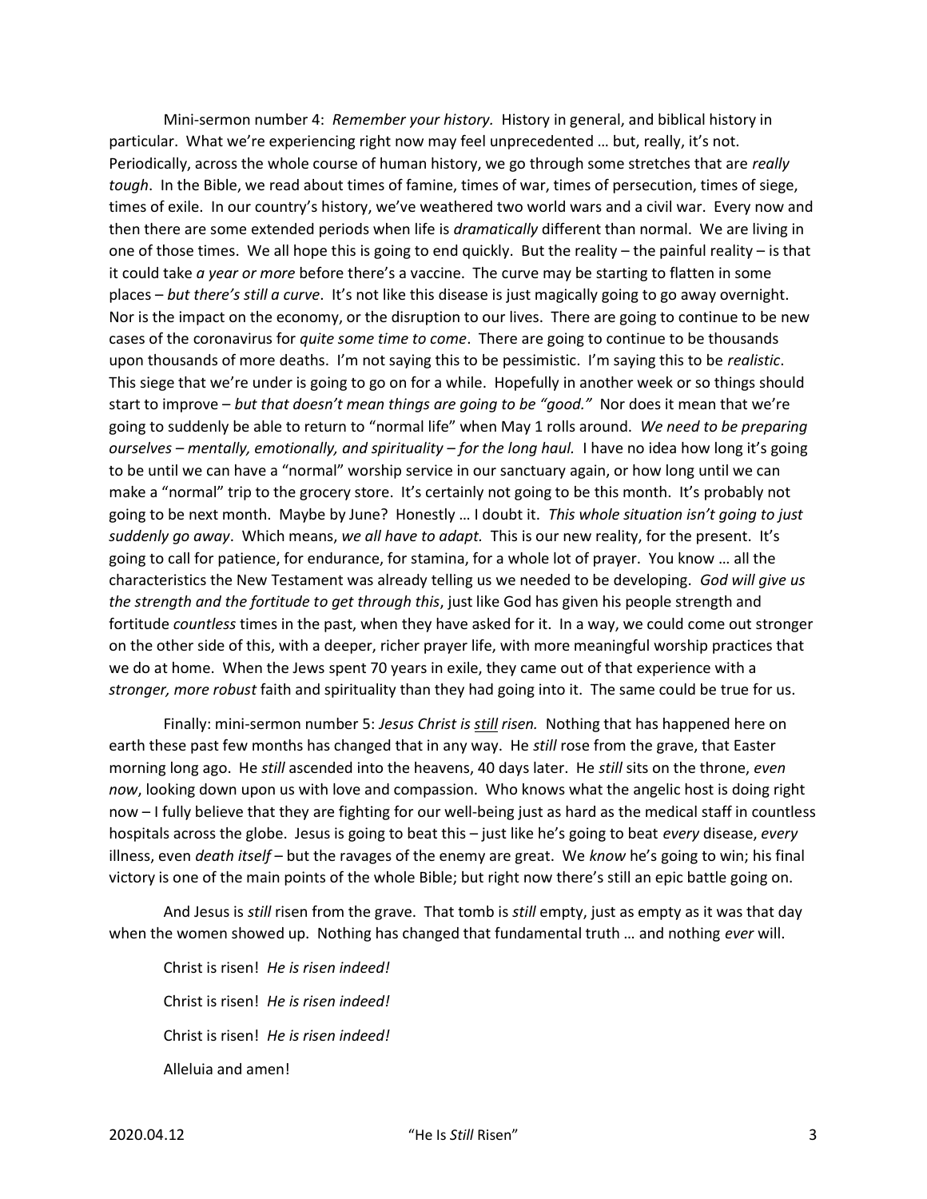Mini-sermon number 4: *Remember your history.* History in general, and biblical history in particular. What we're experiencing right now may feel unprecedented … but, really, it's not. Periodically, across the whole course of human history, we go through some stretches that are *really tough*. In the Bible, we read about times of famine, times of war, times of persecution, times of siege, times of exile. In our country's history, we've weathered two world wars and a civil war. Every now and then there are some extended periods when life is *dramatically* different than normal. We are living in one of those times. We all hope this is going to end quickly. But the reality – the painful reality – is that it could take *a year or more* before there's a vaccine. The curve may be starting to flatten in some places – *but there's still a curve*. It's not like this disease is just magically going to go away overnight. Nor is the impact on the economy, or the disruption to our lives. There are going to continue to be new cases of the coronavirus for *quite some time to come*. There are going to continue to be thousands upon thousands of more deaths. I'm not saying this to be pessimistic. I'm saying this to be *realistic*. This siege that we're under is going to go on for a while. Hopefully in another week or so things should start to improve – *but that doesn't mean things are going to be "good."* Nor does it mean that we're going to suddenly be able to return to "normal life" when May 1 rolls around. *We need to be preparing ourselves – mentally, emotionally, and spirituality – for the long haul.* I have no idea how long it's going to be until we can have a "normal" worship service in our sanctuary again, or how long until we can make a "normal" trip to the grocery store. It's certainly not going to be this month. It's probably not going to be next month. Maybe by June? Honestly … I doubt it. *This whole situation isn't going to just suddenly go away*. Which means, *we all have to adapt.* This is our new reality, for the present. It's going to call for patience, for endurance, for stamina, for a whole lot of prayer. You know … all the characteristics the New Testament was already telling us we needed to be developing. *God will give us the strength and the fortitude to get through this*, just like God has given his people strength and fortitude *countless* times in the past, when they have asked for it. In a way, we could come out stronger on the other side of this, with a deeper, richer prayer life, with more meaningful worship practices that we do at home. When the Jews spent 70 years in exile, they came out of that experience with a *stronger, more robust* faith and spirituality than they had going into it. The same could be true for us.

Finally: mini-sermon number 5: *Jesus Christ is <u>still</u> risen.* Nothing that has happened here on earth these past few months has changed that in any way. He *still* rose from the grave, that Easter morning long ago. He *still* ascended into the heavens, 40 days later. He *still* sits on the throne, *even now*, looking down upon us with love and compassion. Who knows what the angelic host is doing right now – I fully believe that they are fighting for our well-being just as hard as the medical staff in countless hospitals across the globe. Jesus is going to beat this – just like he's going to beat *every* disease, *every* illness, even *death itself* – but the ravages of the enemy are great. We *know* he's going to win; his final victory is one of the main points of the whole Bible; but right now there's still an epic battle going on.

And Jesus is *still* risen from the grave. That tomb is *still* empty, just as empty as it was that day when the women showed up. Nothing has changed that fundamental truth … and nothing *ever* will.

Christ is risen! *He is risen indeed!*

Christ is risen! *He is risen indeed!*

Christ is risen! *He is risen indeed!*

Alleluia and amen!